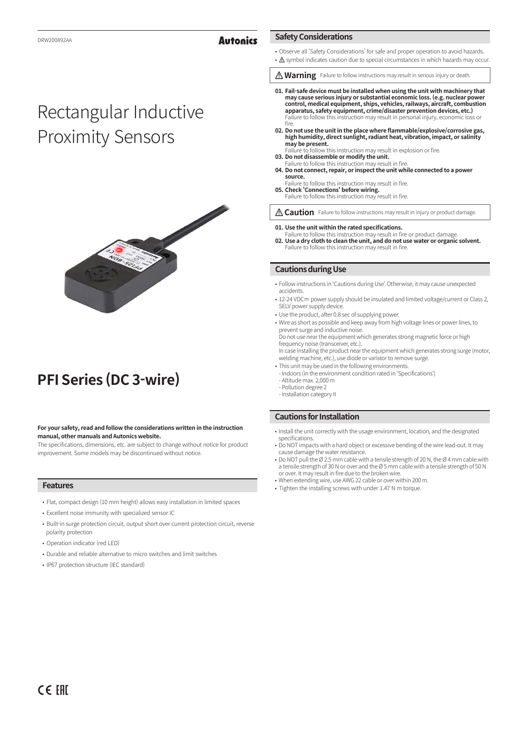# Rectangular Inductive Proximity Sensors

# PFI Series (DC 3-wire)

**For your safety, read and follow the considerations written in the instruction manual, other manuals and Autonics website.**

The specifications, dimensions, etc. are subject to change without notice for product improvement. Some models may be discontinued without notice.

## Features

- Flat, compact design (10 mm height) allows easy installation in limited spaces
- Excellent noise immunity with specialized sensor IC
- Built-in surge protection circuit, output short over current protection circuit, reverse polarity protection
- Operation indicator (red LED)
- Durable and reliable alternative to micro switches and limit switches
- IP67 protection structure (IEC standard)

## Safety Considerations

- Observe all 'Safety Considerations' for safe and proper operation to avoid hazards.
- ⚠ symbol indicates caution due to special circumstances in which hazards may occur.

**⚠ Warning** Failure to follow instructions may result in serious injury or death.

**01. Fail-safe device must be installed when using the unit with machinery that may cause serious injury or substantial economic loss. (e.g. nuclear power control, medical equipment, ships, vehicles, railways, aircraft, combustion apparatus, safety equipment, crime/disaster prevention devices, etc.)**
Failure to follow this instruction may result in personal injury, economic loss or fire.

**02. Do not use the unit in the place where flammable/explosive/corrosive gas, high humidity, direct sunlight, radiant heat, vibration, impact, or salinity may be present.**
Failure to follow this instruction may result in explosion or fire.

**03. Do not disassemble or modify the unit.**
Failure to follow this instruction may result in fire.

**04. Do not connect, repair, or inspect the unit while connected to a power source.**
Failure to follow this instruction may result in fire.

**05. Check 'Connections' before wiring.**
Failure to follow this instruction may result in fire.

**⚠ Caution** Failure to follow instructions may result in injury or product damage.

**01. Use the unit within the rated specifications.**
Failure to follow this instruction may result in fire or product damage.

**02. Use a dry cloth to clean the unit, and do not use water or organic solvent.**
Failure to follow this instruction may result in fire.

## Cautions during Use

- Follow instructions in 'Cautions during Use'. Otherwise, it may cause unexpected accidents.
- 12-24 VDC⎓ power supply should be insulated and limited voltage/current or Class 2, SELV power supply device.
- Use the product, after 0.8 sec of supplying power.
- Wire as short as possible and keep away from high voltage lines or power lines, to prevent surge and inductive noise.
  Do not use near the equipment which generates strong magnetic force or high frequency noise (transceiver, etc.).
  In case installing the product near the equipment which generates strong surge (motor, welding machine, etc.), use diode or varistor to remove surge.
- This unit may be used in the following environments.
  - Indoors (in the environment condition rated in 'Specifications')
  - Altitude max. 2,000 m
  - Pollution degree 2
  - Installation category II

## Cautions for Installation

- Install the unit correctly with the usage environment, location, and the designated specifications.
- Do NOT impacts with a hard object or excessive bending of the wire lead-out. It may cause damage the water resistance.
- Do NOT pull the Ø 2.5 mm cable with a tensile strength of 20 N, the Ø 4 mm cable with a tensile strength of 30 N or over and the Ø 5 mm cable with a tensile strength of 50 N or over. It may result in fire due to the broken wire.
- When extending wire, use AWG 22 cable or over within 200 m.
- Tighten the installing screws with under 1.47 N m torque.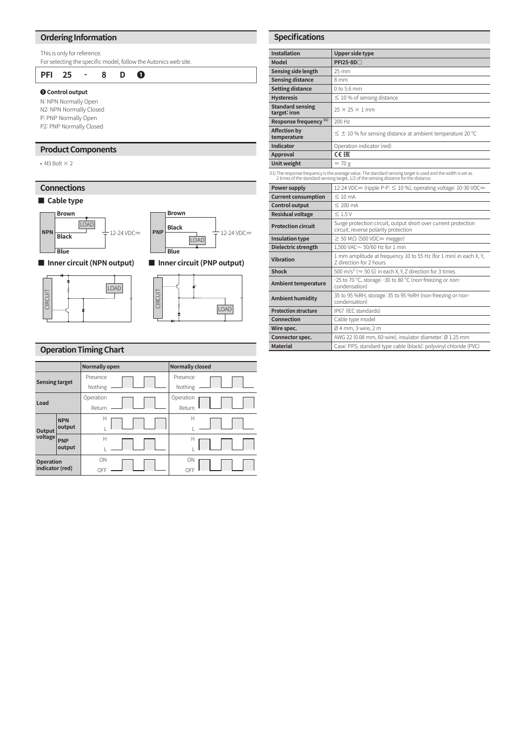## Ordering Information

This is only for reference.
For selecting the specific model, follow the Autonics web site.

**PFI 25 - 8 D ❶**

**❶ Control output**

N: NPN Normally Open
N2: NPN Normally Closed
P: PNP Normally Open
P2: PNP Normally Closed

## Product Components

- M3 Bolt × 2

## Connections

### ■ Cable type

NPN: Brown, Black, Blue, LOAD, 12-24 VDC⎓

PNP: Brown, Black, Blue, LOAD, 12-24 VDC⎓

### ■ Inner circuit (NPN output)

CIRCUIT, LOAD

### ■ Inner circuit (PNP output)

CIRCUIT, LOAD

## Operation Timing Chart

| | | Normally open | Normally closed |
|---|---|---|---|
| Sensing target | | Presence / Nothing | Presence / Nothing |
| Load | | Operation / Return | Operation / Return |
| Output voltage | NPN output | H / L | H / L |
| | PNP output | H / L | H / L |
| Operation indicator (red) | | ON / OFF | ON / OFF |

## Specifications

| Installation | Upper side type |
|---|---|
| Model | PFI25-8D□ |
| Sensing side length | 25 mm |
| Sensing distance | 8 mm |
| Setting distance | 0 to 5.6 mm |
| Hysteresis | ≤ 10 % of sensing distance |
| Standard sensing target: iron | 25 × 25 × 1 mm |
| Response frequency [01] | 200 Hz |
| Affection by temperature | ≤ ± 10 % for sensing distance at ambient temperature 20 °C |
| Indicator | Operation indicator (red) |
| Approval | CE EAC |
| Unit weight | ≈ 70 g |

01) The response frequency is the average value. The standard sensing target is used and the width is set as 2 times of the standard sensing target, 1/2 of the sensing distance for the distance.

| Power supply | 12-24 VDC⎓ (ripple P-P: ≤ 10 %), operating voltage: 10-30 VDC⎓ |
|---|---|
| Current consumption | ≤ 10 mA |
| Control output | ≤ 200 mA |
| Residual voltage | ≤ 1.5 V |
| Protection circuit | Surge protection circuit, output short over current protection circuit, reverse polarity protection |
| Insulation type | ≥ 50 MΩ (500 VDC⎓ megger) |
| Dielectric strength | 1,500 VAC∼ 50/60 Hz for 1 min |
| Vibration | 1 mm amplitude at frequency 10 to 55 Hz (for 1 min) in each X, Y, Z direction for 2 hours |
| Shock | 500 m/s² (≈ 50 G) in each X, Y, Z direction for 3 times |
| Ambient temperature | -25 to 70 °C, storage: -30 to 80 °C (non-freezing or non-condensation) |
| Ambient humidity | 35 to 95 %RH, storage: 35 to 95 %RH (non-freezing or non-condensation) |
| Protection structure | IP67 (IEC standards) |
| Connection | Cable type model |
| Wire spec. | Ø 4 mm, 3-wire, 2 m |
| Connector spec. | AWG 22 (0.08 mm, 60-wire), insulator diameter: Ø 1.25 mm |
| Material | Case: PPS, standard type cable (black): polyvinyl chloride (PVC) |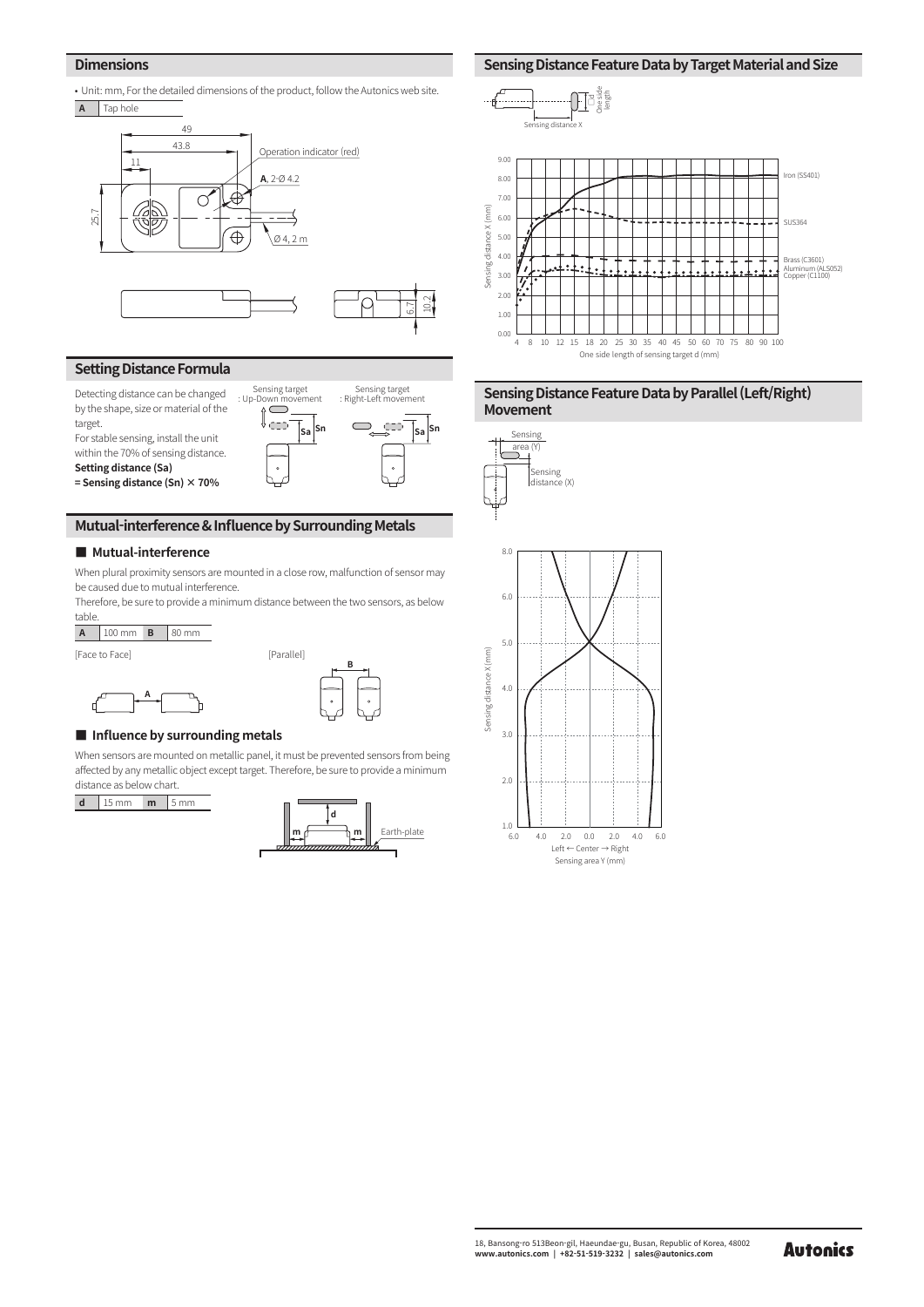## Dimensions

- Unit: mm, For the detailed dimensions of the product, follow the Autonics web site.

| | |
|---|---|
| **A** | Tap hole |

49
43.8
11
25.7
Operation indicator (red)
**A**, 2-Ø 4.2
Ø 4, 2 m
6.7
10.2

## Setting Distance Formula

Detecting distance can be changed by the shape, size or material of the target.
For stable sensing, install the unit within the 70% of sensing distance.
**Setting distance (Sa)**
**= Sensing distance (Sn) × 70%**

Sensing target
: Up-Down movement
Sa
Sn

Sensing target
: Right-Left movement
Sa
Sn

## Mutual-interference & Influence by Surrounding Metals

### ■ Mutual-interference

When plural proximity sensors are mounted in a close row, malfunction of sensor may be caused due to mutual interference.
Therefore, be sure to provide a minimum distance between the two sensors, as below table.

| | | | |
|---|---|---|---|
| **A** | 100 mm | **B** | 80 mm |

[Face to Face]
A

[Parallel]
B

### ■ Influence by surrounding metals

When sensors are mounted on metallic panel, it must be prevented sensors from being affected by any metallic object except target. Therefore, be sure to provide a minimum distance as below chart.

| | | | |
|---|---|---|---|
| **d** | 15 mm | **m** | 5 mm |

d
m
m
Earth-plate

## Sensing Distance Feature Data by Target Material and Size

Sensing distance X
□d
One side length

Sensing distance X (mm)
9.00
8.00
7.00
6.00
5.00
4.00
3.00
2.00
1.00
0.00
4 8 10 12 15 18 20 25 30 35 40 45 50 60 70 75 80 90 100
One side length of sensing target d (mm)
Iron (SS401)
SUS364
Brass (C3601)
Aluminum (AL5052)
Copper (C1100)

## Sensing Distance Feature Data by Parallel (Left/Right) Movement

Sensing area (Y)
Sensing distance (X)

Sensing distance X (mm)
8.0
6.0
5.0
4.0
3.0
2.0
1.0
6.0 4.0 2.0 0.0 2.0 4.0 6.0
Left ← Center → Right
Sensing area Y (mm)